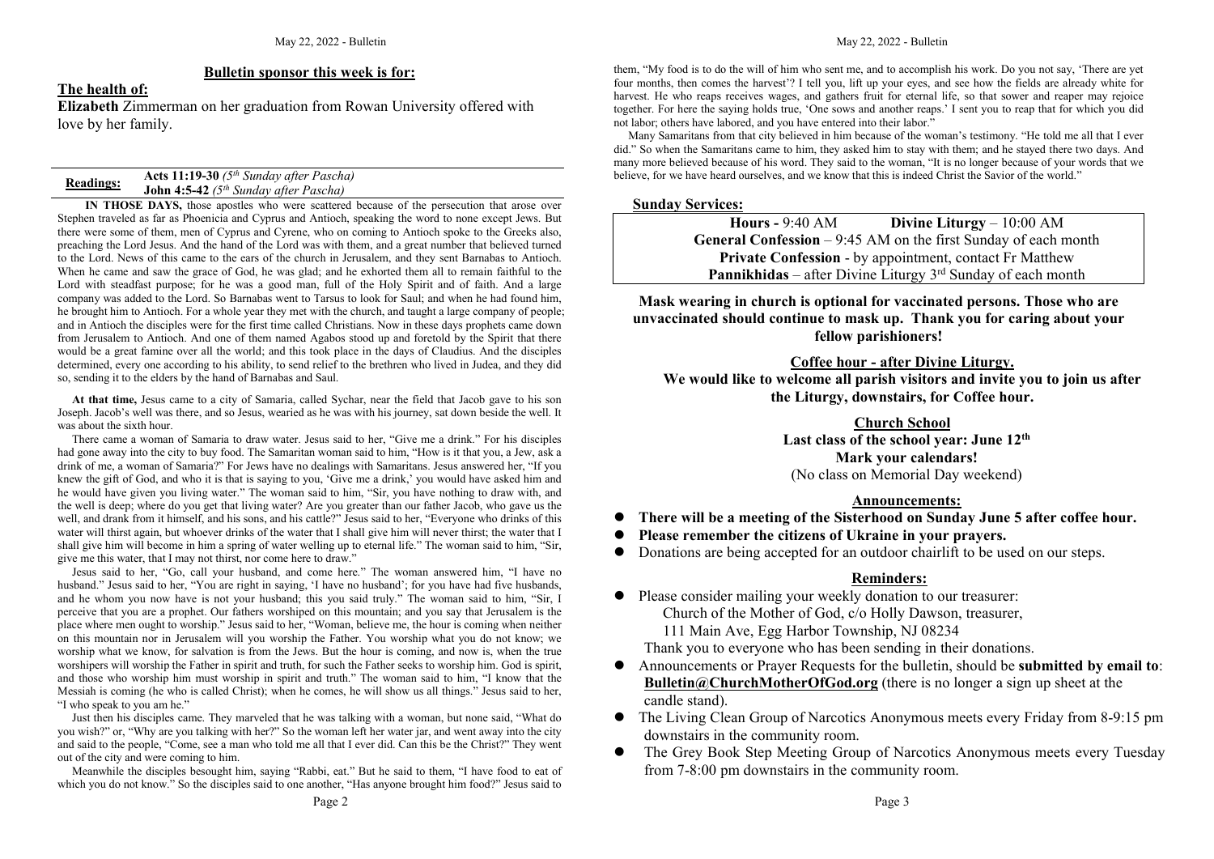**Bulletin sponsor this week is for:**

**The health of:**

**Elizabeth** Zimmerman on her graduation from Rowan University offered with love by her family.

| | |
|---|---|
| **Readings:** | **Acts 11:19-30** *(5th Sunday after Pascha)* |
| | **John 4:5-42** *(5th Sunday after Pascha)* |

**IN THOSE DAYS,** those apostles who were scattered because of the persecution that arose over Stephen traveled as far as Phoenicia and Cyprus and Antioch, speaking the word to none except Jews. But there were some of them, men of Cyprus and Cyrene, who on coming to Antioch spoke to the Greeks also, preaching the Lord Jesus. And the hand of the Lord was with them, and a great number that believed turned to the Lord. News of this came to the ears of the church in Jerusalem, and they sent Barnabas to Antioch. When he came and saw the grace of God, he was glad; and he exhorted them all to remain faithful to the Lord with steadfast purpose; for he was a good man, full of the Holy Spirit and of faith. And a large company was added to the Lord. So Barnabas went to Tarsus to look for Saul; and when he had found him, he brought him to Antioch. For a whole year they met with the church, and taught a large company of people; and in Antioch the disciples were for the first time called Christians. Now in these days prophets came down from Jerusalem to Antioch. And one of them named Agabos stood up and foretold by the Spirit that there would be a great famine over all the world; and this took place in the days of Claudius. And the disciples determined, every one according to his ability, to send relief to the brethren who lived in Judea, and they did so, sending it to the elders by the hand of Barnabas and Saul.

**At that time,** Jesus came to a city of Samaria, called Sychar, near the field that Jacob gave to his son Joseph. Jacob's well was there, and so Jesus, wearied as he was with his journey, sat down beside the well. It was about the sixth hour.

There came a woman of Samaria to draw water. Jesus said to her, "Give me a drink." For his disciples had gone away into the city to buy food. The Samaritan woman said to him, "How is it that you, a Jew, ask a drink of me, a woman of Samaria?" For Jews have no dealings with Samaritans. Jesus answered her, "If you knew the gift of God, and who it is that is saying to you, 'Give me a drink,' you would have asked him and he would have given you living water." The woman said to him, "Sir, you have nothing to draw with, and the well is deep; where do you get that living water? Are you greater than our father Jacob, who gave us the well, and drank from it himself, and his sons, and his cattle?" Jesus said to her, "Everyone who drinks of this water will thirst again, but whoever drinks of the water that I shall give him will never thirst; the water that I shall give him will become in him a spring of water welling up to eternal life." The woman said to him, "Sir, give me this water, that I may not thirst, nor come here to draw."

Jesus said to her, "Go, call your husband, and come here." The woman answered him, "I have no husband." Jesus said to her, "You are right in saying, 'I have no husband'; for you have had five husbands, and he whom you now have is not your husband; this you said truly." The woman said to him, "Sir, I perceive that you are a prophet. Our fathers worshiped on this mountain; and you say that Jerusalem is the place where men ought to worship." Jesus said to her, "Woman, believe me, the hour is coming when neither on this mountain nor in Jerusalem will you worship the Father. You worship what you do not know; we worship what we know, for salvation is from the Jews. But the hour is coming, and now is, when the true worshipers will worship the Father in spirit and truth, for such the Father seeks to worship him. God is spirit, and those who worship him must worship in spirit and truth." The woman said to him, "I know that the Messiah is coming (he who is called Christ); when he comes, he will show us all things." Jesus said to her, "I who speak to you am he."

Just then his disciples came. They marveled that he was talking with a woman, but none said, "What do you wish?" or, "Why are you talking with her?" So the woman left her water jar, and went away into the city and said to the people, "Come, see a man who told me all that I ever did. Can this be the Christ?" They went out of the city and were coming to him.

Meanwhile the disciples besought him, saying "Rabbi, eat." But he said to them, "I have food to eat of which you do not know." So the disciples said to one another, "Has anyone brought him food?" Jesus said to them, "My food is to do the will of him who sent me, and to accomplish his work. Do you not say, 'There are yet four months, then comes the harvest'? I tell you, lift up your eyes, and see how the fields are already white for harvest. He who reaps receives wages, and gathers fruit for eternal life, so that sower and reaper may rejoice together. For here the saying holds true, 'One sows and another reaps.' I sent you to reap that for which you did not labor; others have labored, and you have entered into their labor."

Many Samaritans from that city believed in him because of the woman's testimony. "He told me all that I ever did." So when the Samaritans came to him, they asked him to stay with them; and he stayed there two days. And many more believed because of his word. They said to the woman, "It is no longer because of your words that we believe, for we have heard ourselves, and we know that this is indeed Christ the Savior of the world."

**Sunday Services:**

**Hours -** 9:40 AM **Divine Liturgy** – 10:00 AM

**General Confession** – 9:45 AM on the first Sunday of each month

**Private Confession** - by appointment, contact Fr Matthew

**Pannikhidas** – after Divine Liturgy 3rd Sunday of each month

**Mask wearing in church is optional for vaccinated persons. Those who are unvaccinated should continue to mask up. Thank you for caring about your fellow parishioners!**

**Coffee hour - after Divine Liturgy.**

**We would like to welcome all parish visitors and invite you to join us after the Liturgy, downstairs, for Coffee hour.**

**Church School**

**Last class of the school year: June 12th**

**Mark your calendars!**

(No class on Memorial Day weekend)

**Announcements:**

- **There will be a meeting of the Sisterhood on Sunday June 5 after coffee hour.**
- **Please remember the citizens of Ukraine in your prayers.**
- Donations are being accepted for an outdoor chairlift to be used on our steps.

**Reminders:**

- Please consider mailing your weekly donation to our treasurer:
  Church of the Mother of God, c/o Holly Dawson, treasurer,
  111 Main Ave, Egg Harbor Township, NJ 08234
  Thank you to everyone who has been sending in their donations.
- Announcements or Prayer Requests for the bulletin, should be **submitted by email to**: **Bulletin@ChurchMotherOfGod.org** (there is no longer a sign up sheet at the candle stand).
- The Living Clean Group of Narcotics Anonymous meets every Friday from 8-9:15 pm downstairs in the community room.
- The Grey Book Step Meeting Group of Narcotics Anonymous meets every Tuesday from 7-8:00 pm downstairs in the community room.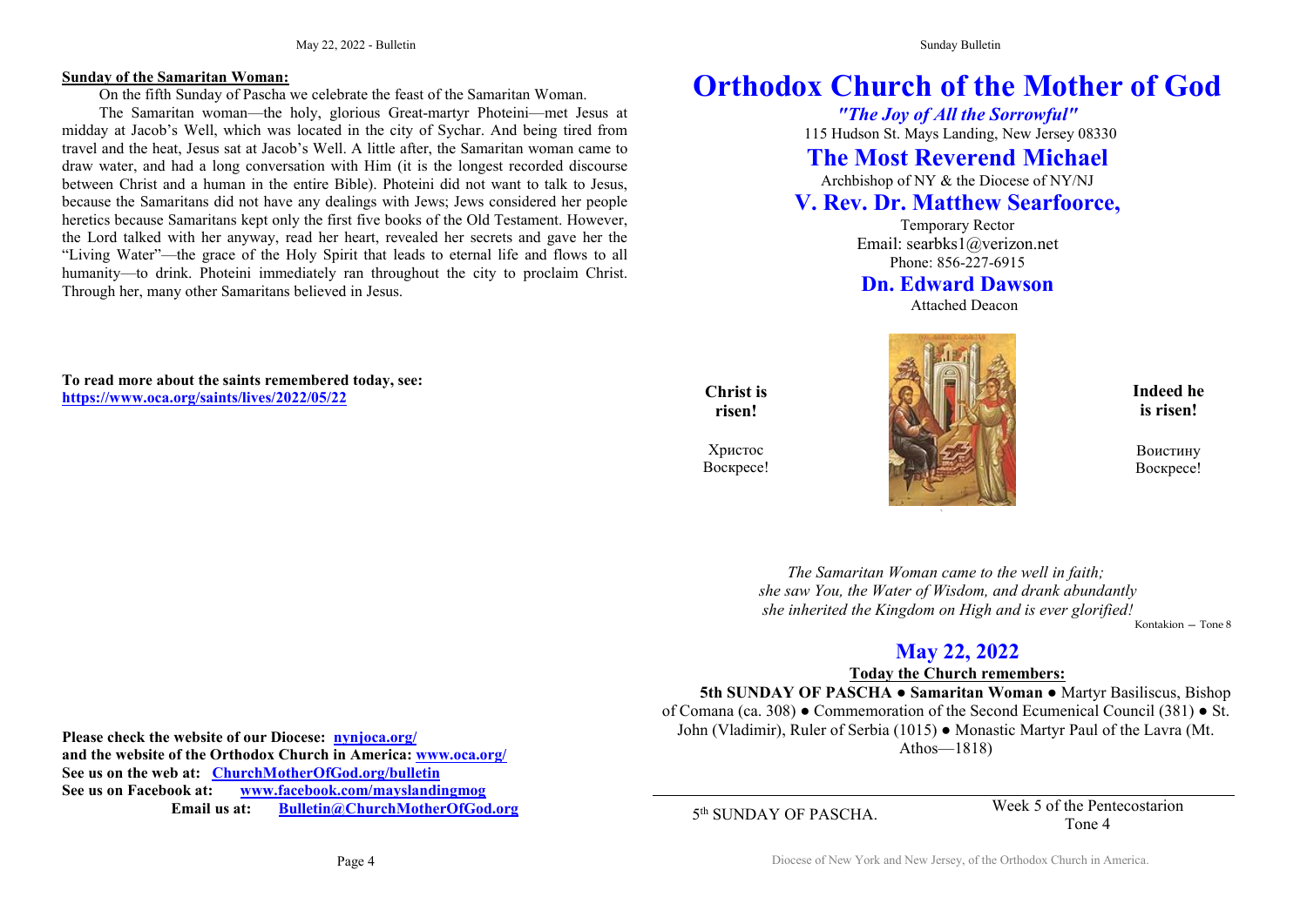**Sunday of the Samaritan Woman:**

On the fifth Sunday of Pascha we celebrate the feast of the Samaritan Woman.

The Samaritan woman—the holy, glorious Great-martyr Photeini—met Jesus at midday at Jacob's Well, which was located in the city of Sychar. And being tired from travel and the heat, Jesus sat at Jacob's Well. A little after, the Samaritan woman came to draw water, and had a long conversation with Him (it is the longest recorded discourse between Christ and a human in the entire Bible). Photeini did not want to talk to Jesus, because the Samaritans did not have any dealings with Jews; Jews considered her people heretics because Samaritans kept only the first five books of the Old Testament. However, the Lord talked with her anyway, read her heart, revealed her secrets and gave her the "Living Water"—the grace of the Holy Spirit that leads to eternal life and flows to all humanity—to drink. Photeini immediately ran throughout the city to proclaim Christ. Through her, many other Samaritans believed in Jesus.

**To read more about the saints remembered today, see:**
**https://www.oca.org/saints/lives/2022/05/22**

**Please check the website of our Diocese: nynjoca.org/**
**and the website of the Orthodox Church in America: www.oca.org/**
**See us on the web at: ChurchMotherOfGod.org/bulletin**
**See us on Facebook at: www.facebook.com/mayslandingmog**
**Email us at: Bulletin@ChurchMotherOfGod.org**

# Orthodox Church of the Mother of God

***"The Joy of All the Sorrowful"***

115 Hudson St. Mays Landing, New Jersey 08330

## The Most Reverend Michael

Archbishop of NY & the Diocese of NY/NJ

## V. Rev. Dr. Matthew Searfoorce,

Temporary Rector
Email: searbks1@verizon.net
Phone: 856-227-6915

### Dn. Edward Dawson

Attached Deacon

**Christ is risen!**

Христос Воскресе!

**Indeed he is risen!**

Воистину Воскресе!

*The Samaritan Woman came to the well in faith;*
*she saw You, the Water of Wisdom, and drank abundantly*
*she inherited the Kingdom on High and is ever glorified!*

Kontakion — Tone 8

## May 22, 2022

**Today the Church remembers:**

**5th SUNDAY OF PASCHA ● Samaritan Woman ●** Martyr Basiliscus, Bishop of Comana (ca. 308) ● Commemoration of the Second Ecumenical Council (381) ● St. John (Vladimir), Ruler of Serbia (1015) ● Monastic Martyr Paul of the Lavra (Mt. Athos—1818)

5th SUNDAY OF PASCHA.

Week 5 of the Pentecostarion
Tone 4

Diocese of New York and New Jersey, of the Orthodox Church in America.